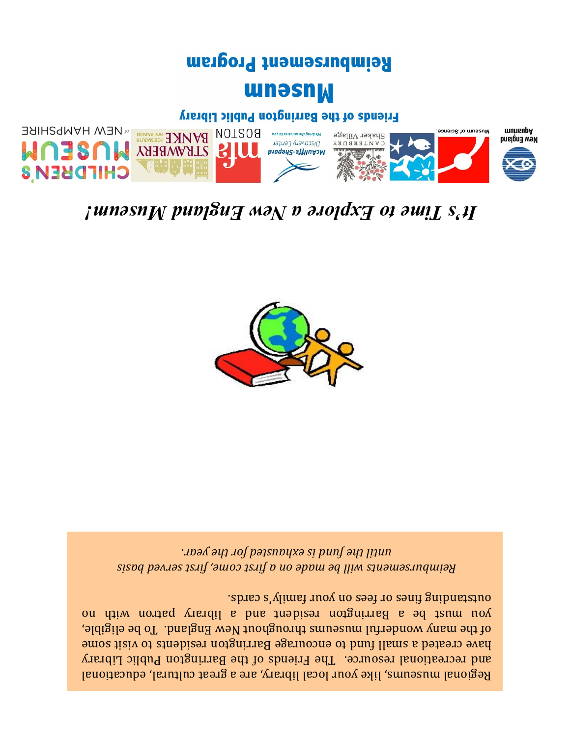# Museum Reimbursement Program

## Friends of the Barrington Public Library

*It's Time to Explore a New England Museum!*

Regional museums, like your local library, are a great cultural, educational and recreational resource. The Friends of the Barrington Public Library have created a small fund to encourage Barrington residents to visit some of the many wonderful museums throughout New England. To be eligible, you must be a Barrington resident and a library patron with no outstanding fines or fees on your family's cards.

*Reimbursements will be made on a first come, first served basis until the fund is exhausted for the year.*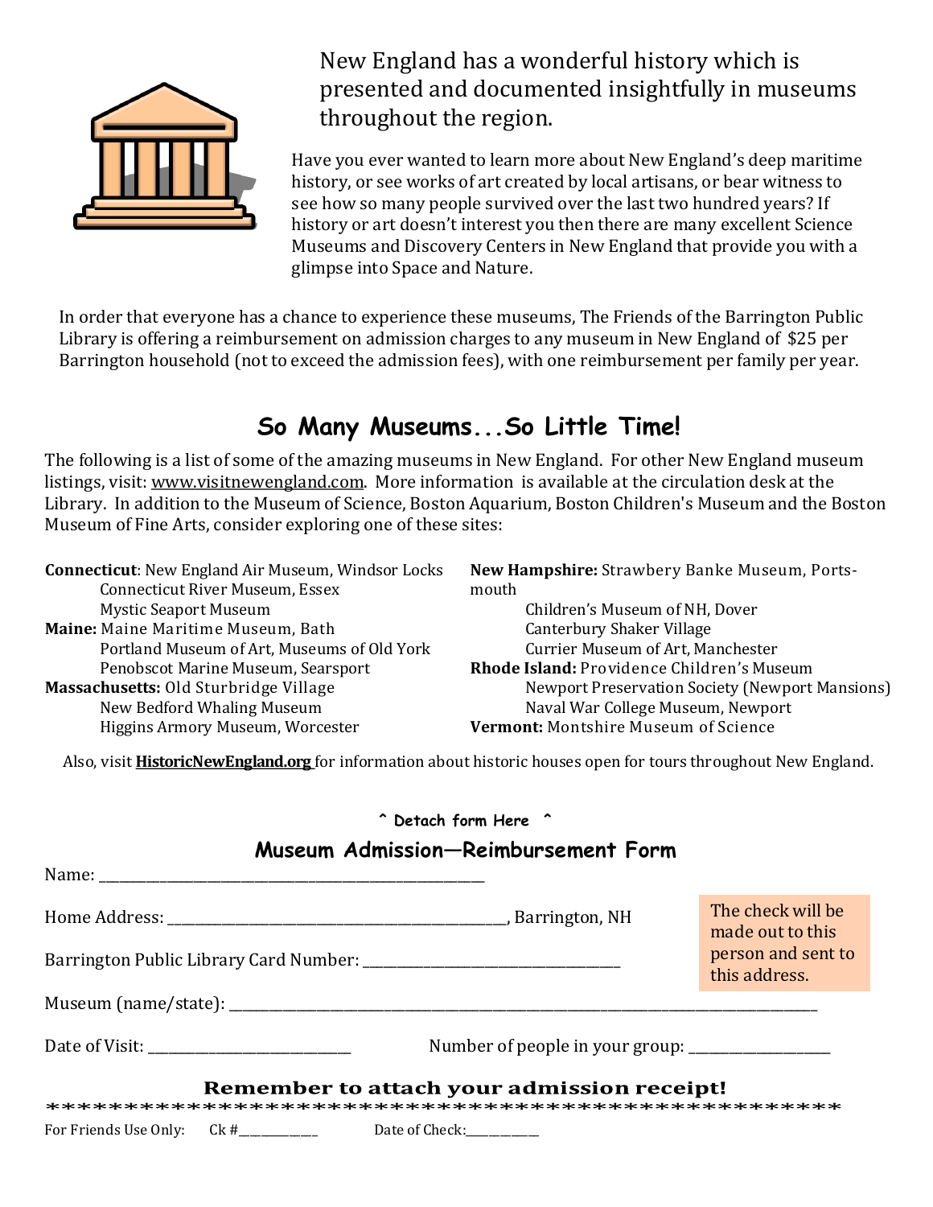# New England has a wonderful history which is presented and documented insightfully in museums throughout the region.

Have you ever wanted to learn more about New England's deep maritime history, or see works of art created by local artisans, or bear witness to see how so many people survived over the last two hundred years? If history or art doesn't interest you then there are many excellent Science Museums and Discovery Centers in New England that provide you with a glimpse into Space and Nature.

In order that everyone has a chance to experience these museums, The Friends of the Barrington Public Library is offering a reimbursement on admission charges to any museum in New England of $25 per Barrington household (not to exceed the admission fees), with one reimbursement per family per year.

## So Many Museums...So Little Time!

The following is a list of some of the amazing museums in New England. For other New England museum listings, visit: www.visitnewengland.com. More information is available at the circulation desk at the Library. In addition to the Museum of Science, Boston Aquarium, Boston Children's Museum and the Boston Museum of Fine Arts, consider exploring one of these sites:

**Connecticut**: New England Air Museum, Windsor Locks
- Connecticut River Museum, Essex
- Mystic Seaport Museum

**Maine:** Maine Maritime Museum, Bath
- Portland Museum of Art, Museums of Old York
- Penobscot Marine Museum, Searsport

**Massachusetts:** Old Sturbridge Village
- New Bedford Whaling Museum
- Higgins Armory Museum, Worcester

**New Hampshire:** Strawbery Banke Museum, Portsmouth
- Children's Museum of NH, Dover
- Canterbury Shaker Village
- Currier Museum of Art, Manchester

**Rhode Island:** Providence Children's Museum
- Newport Preservation Society (Newport Mansions)
- Naval War College Museum, Newport

**Vermont:** Montshire Museum of Science

Also, visit **HistoricNewEngland.org** for information about historic houses open for tours throughout New England.

^ Detach form Here ^

## Museum Admission—Reimbursement Form

Name: ____________________________________________

Home Address: ______________________________________, Barrington, NH

Barrington Public Library Card Number: ____________________________

The check will be made out to this person and sent to this address.

Museum (name/state): ____________________________________________________________________

Date of Visit: ______________________ Number of people in your group: ________________

**Remember to attach your admission receipt!**

*****************************************************

For Friends Use Only: Ck #__________ Date of Check:__________